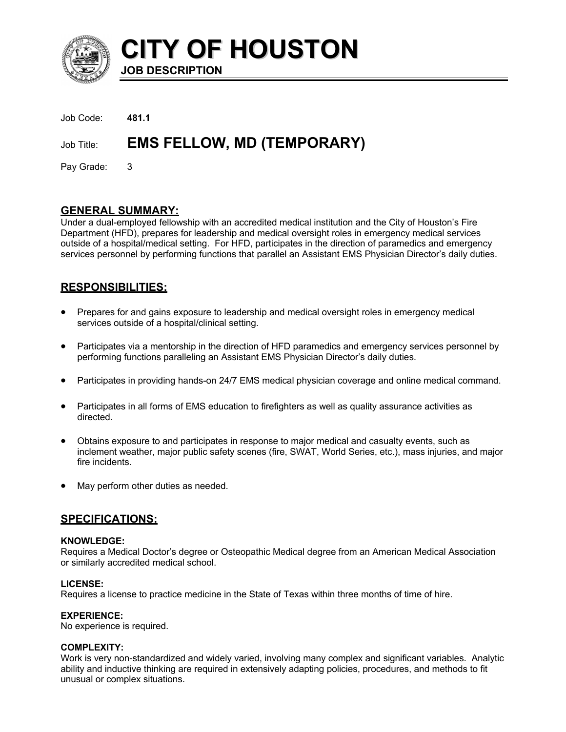# CITY OF HOUSTON

**JOB DESCRIPTION**

Job Code: **481.1**

Job Title: **EMS FELLOW, MD (TEMPORARY)**

Pay Grade: 3

## GENERAL SUMMARY:

Under a dual-employed fellowship with an accredited medical institution and the City of Houston's Fire Department (HFD), prepares for leadership and medical oversight roles in emergency medical services outside of a hospital/medical setting. For HFD, participates in the direction of paramedics and emergency services personnel by performing functions that parallel an Assistant EMS Physician Director's daily duties.

## RESPONSIBILITIES:

- Prepares for and gains exposure to leadership and medical oversight roles in emergency medical services outside of a hospital/clinical setting.
- Participates via a mentorship in the direction of HFD paramedics and emergency services personnel by performing functions paralleling an Assistant EMS Physician Director's daily duties.
- Participates in providing hands-on 24/7 EMS medical physician coverage and online medical command.
- Participates in all forms of EMS education to firefighters as well as quality assurance activities as directed.
- Obtains exposure to and participates in response to major medical and casualty events, such as inclement weather, major public safety scenes (fire, SWAT, World Series, etc.), mass injuries, and major fire incidents.
- May perform other duties as needed.

## SPECIFICATIONS:

**KNOWLEDGE:**
Requires a Medical Doctor's degree or Osteopathic Medical degree from an American Medical Association or similarly accredited medical school.

**LICENSE:**
Requires a license to practice medicine in the State of Texas within three months of time of hire.

**EXPERIENCE:**
No experience is required.

**COMPLEXITY:**
Work is very non-standardized and widely varied, involving many complex and significant variables. Analytic ability and inductive thinking are required in extensively adapting policies, procedures, and methods to fit unusual or complex situations.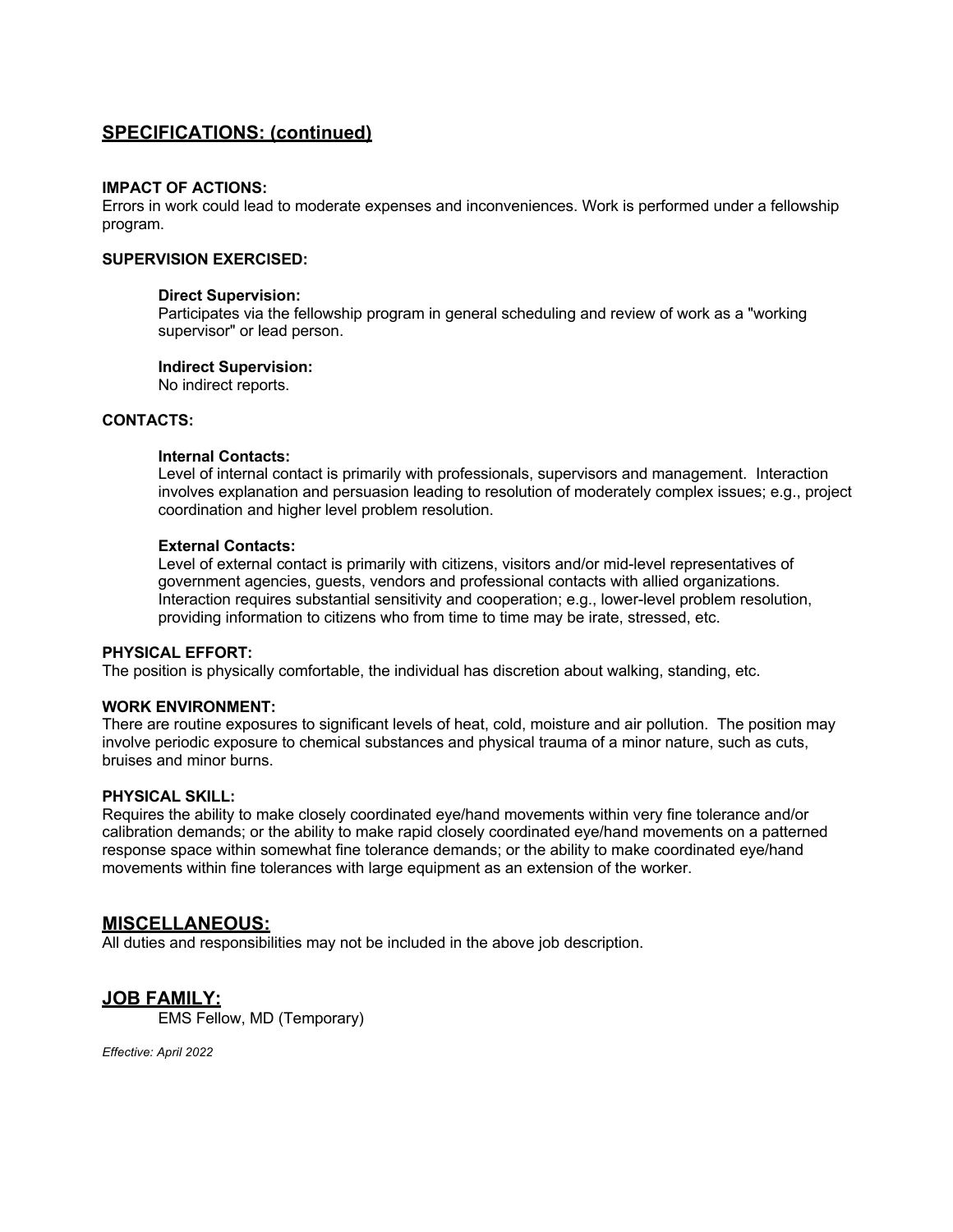## SPECIFICATIONS: (continued)

**IMPACT OF ACTIONS:**
Errors in work could lead to moderate expenses and inconveniences. Work is performed under a fellowship program.

**SUPERVISION EXERCISED:**

**Direct Supervision:**
Participates via the fellowship program in general scheduling and review of work as a "working supervisor" or lead person.

**Indirect Supervision:**
No indirect reports.

**CONTACTS:**

**Internal Contacts:**
Level of internal contact is primarily with professionals, supervisors and management. Interaction involves explanation and persuasion leading to resolution of moderately complex issues; e.g., project coordination and higher level problem resolution.

**External Contacts:**
Level of external contact is primarily with citizens, visitors and/or mid-level representatives of government agencies, guests, vendors and professional contacts with allied organizations. Interaction requires substantial sensitivity and cooperation; e.g., lower-level problem resolution, providing information to citizens who from time to time may be irate, stressed, etc.

**PHYSICAL EFFORT:**
The position is physically comfortable, the individual has discretion about walking, standing, etc.

**WORK ENVIRONMENT:**
There are routine exposures to significant levels of heat, cold, moisture and air pollution. The position may involve periodic exposure to chemical substances and physical trauma of a minor nature, such as cuts, bruises and minor burns.

**PHYSICAL SKILL:**
Requires the ability to make closely coordinated eye/hand movements within very fine tolerance and/or calibration demands; or the ability to make rapid closely coordinated eye/hand movements on a patterned response space within somewhat fine tolerance demands; or the ability to make coordinated eye/hand movements within fine tolerances with large equipment as an extension of the worker.

## MISCELLANEOUS:
All duties and responsibilities may not be included in the above job description.

## JOB FAMILY:
EMS Fellow, MD (Temporary)

*Effective: April 2022*